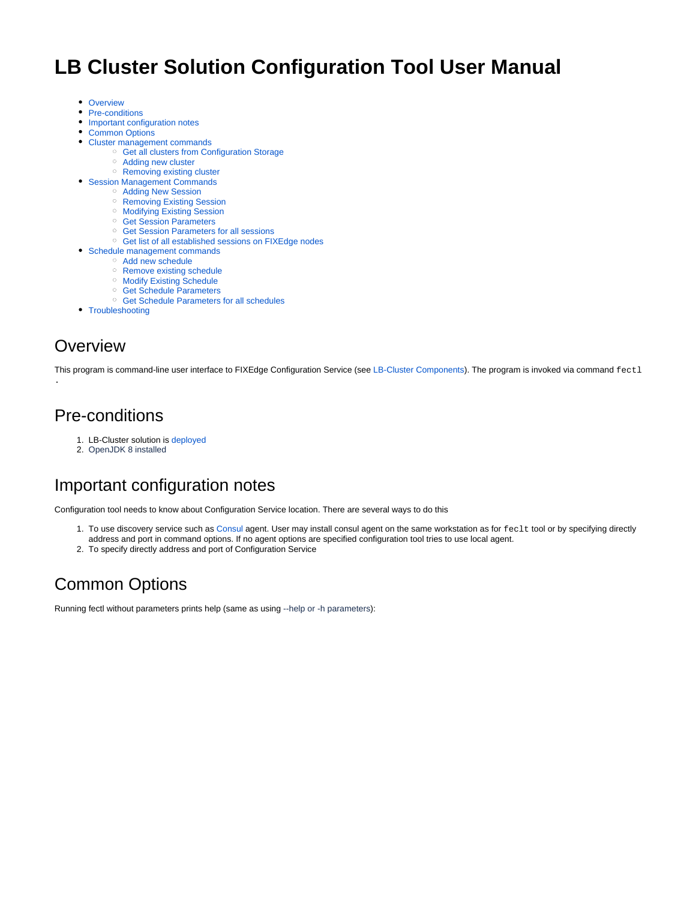# LB Cluster Solution Configuration Tool User Manual

- Overview
- Pre-conditions
- Important configuration notes
- Common Options
- Cluster management commands
  - Get all clusters from Configuration Storage
  - Adding new cluster
  - Removing existing cluster
- Session Management Commands
  - Adding New Session
  - Removing Existing Session
  - Modifying Existing Session
  - Get Session Parameters
  - Get Session Parameters for all sessions
  - Get list of all established sessions on FIXEdge nodes
- Schedule management commands
  - Add new schedule
  - Remove existing schedule
  - Modify Existing Schedule
  - Get Schedule Parameters
  - Get Schedule Parameters for all schedules
- Troubleshooting

## Overview

This program is command-line user interface to FIXEdge Configuration Service (see LB-Cluster Components). The program is invoked via command `fectl` .

## Pre-conditions

1. LB-Cluster solution is deployed
2. OpenJDK 8 installed

## Important configuration notes

Configuration tool needs to know about Configuration Service location. There are several ways to do this

1. To use discovery service such as Consul agent. User may install consul agent on the same workstation as for `feclt` tool or by specifying directly address and port in command options. If no agent options are specified configuration tool tries to use local agent.
2. To specify directly address and port of Configuration Service

## Common Options

Running fectl without parameters prints help (same as using --help or -h parameters):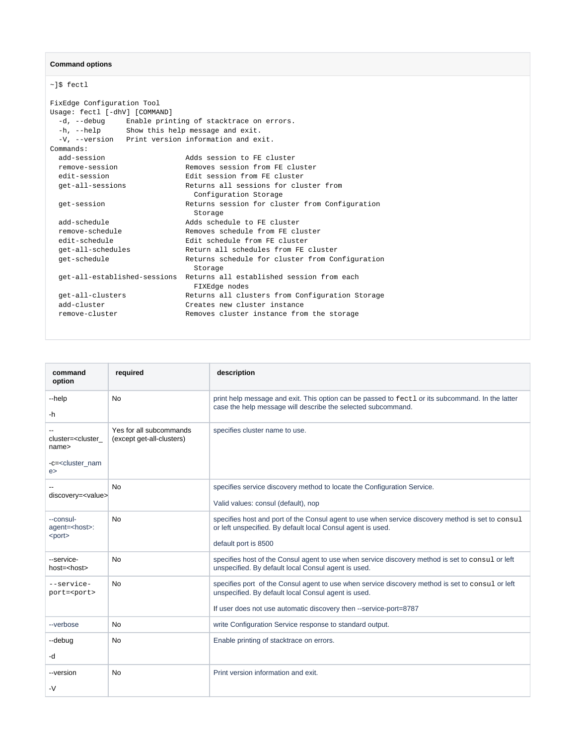**Command options**

```
~]$ fectl

FixEdge Configuration Tool
Usage: fectl [-dhV] [COMMAND]
  -d, --debug     Enable printing of stacktrace on errors.
  -h, --help      Show this help message and exit.
  -V, --version   Print version information and exit.
Commands:
  add-session                  Adds session to FE cluster
  remove-session               Removes session from FE cluster
  edit-session                 Edit session from FE cluster
  get-all-sessions             Returns all sessions for cluster from
                                 Configuration Storage
  get-session                  Returns session for cluster from Configuration
                                 Storage
  add-schedule                 Adds schedule to FE cluster
  remove-schedule              Removes schedule from FE cluster
  edit-schedule                Edit schedule from FE cluster
  get-all-schedules            Return all schedules from FE cluster
  get-schedule                 Returns schedule for cluster from Configuration
                                 Storage
  get-all-established-sessions  Returns all established session from each
                                 FIXEdge nodes
  get-all-clusters             Returns all clusters from Configuration Storage
  add-cluster                  Creates new cluster instance
  remove-cluster               Removes cluster instance from the storage
```

| command option | required | description |
|---|---|---|
| --help<br><br>-h | No | print help message and exit. This option can be passed to `fectl` or its subcommand. In the latter case the help message will describe the selected subcommand. |
| --cluster=<cluster_name><br><br>-c=<cluster_name> | Yes for all subcommands (except get-all-clusters) | specifies cluster name to use. |
| --discovery=<value> | No | specifies service discovery method to locate the Configuration Service.<br><br>Valid values: consul (default), nop |
| --consul-agent=<host>:<port> | No | specifies host and port of the Consul agent to use when service discovery method is set to `consul` or left unspecified. By default local Consul agent is used.<br><br>default port is 8500 |
| --service-host=<host> | No | specifies host of the Consul agent to use when service discovery method is set to `consul` or left unspecified. By default local Consul agent is used. |
| `--service-port=<port>` | No | specifies port of the Consul agent to use when service discovery method is set to `consul` or left unspecified. By default local Consul agent is used.<br><br>If user does not use automatic discovery then --service-port=8787 |
| --verbose | No | write Configuration Service response to standard output. |
| --debug<br><br>-d | No | Enable printing of stacktrace on errors. |
| --version<br><br>-V | No | Print version information and exit. |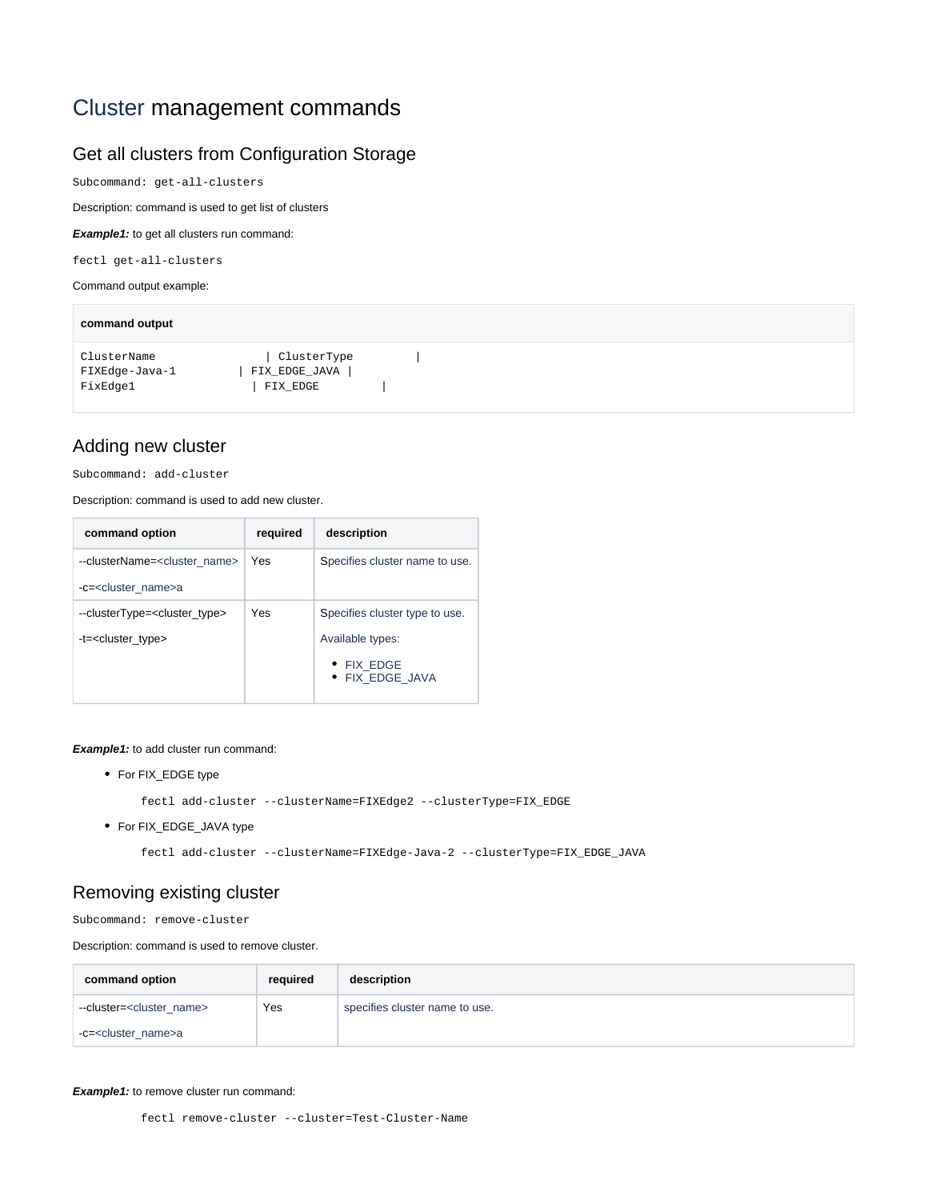# Cluster management commands

## Get all clusters from Configuration Storage

Subcommand: `get-all-clusters`

Description: command is used to get list of clusters

***Example1:*** to get all clusters run command:

```
fectl get-all-clusters
```

Command output example:

**command output**

```
ClusterName                | ClusterType         |
FIXEdge-Java-1         | FIX_EDGE_JAVA |
FixEdge1                  | FIX_EDGE         |
```

## Adding new cluster

Subcommand: `add-cluster`

Description: command is used to add new cluster.

| command option | required | description |
|---|---|---|
| --clusterName=<cluster_name><br>-c=<cluster_name>a | Yes | Specifies cluster name to use. |
| --clusterType=<cluster_type><br>-t=<cluster_type> | Yes | Specifies cluster type to use.<br>Available types:<br>• FIX_EDGE<br>• FIX_EDGE_JAVA |

***Example1:*** to add cluster run command:

- For FIX_EDGE type

  ```
  fectl add-cluster --clusterName=FIXEdge2 --clusterType=FIX_EDGE
  ```

- For FIX_EDGE_JAVA type

  ```
  fectl add-cluster --clusterName=FIXEdge-Java-2 --clusterType=FIX_EDGE_JAVA
  ```

## Removing existing cluster

Subcommand: `remove-cluster`

Description: command is used to remove cluster.

| command option | required | description |
|---|---|---|
| --cluster=<cluster_name><br>-c=<cluster_name>a | Yes | specifies cluster name to use. |

***Example1:*** to remove cluster run command:

```
fectl remove-cluster --cluster=Test-Cluster-Name
```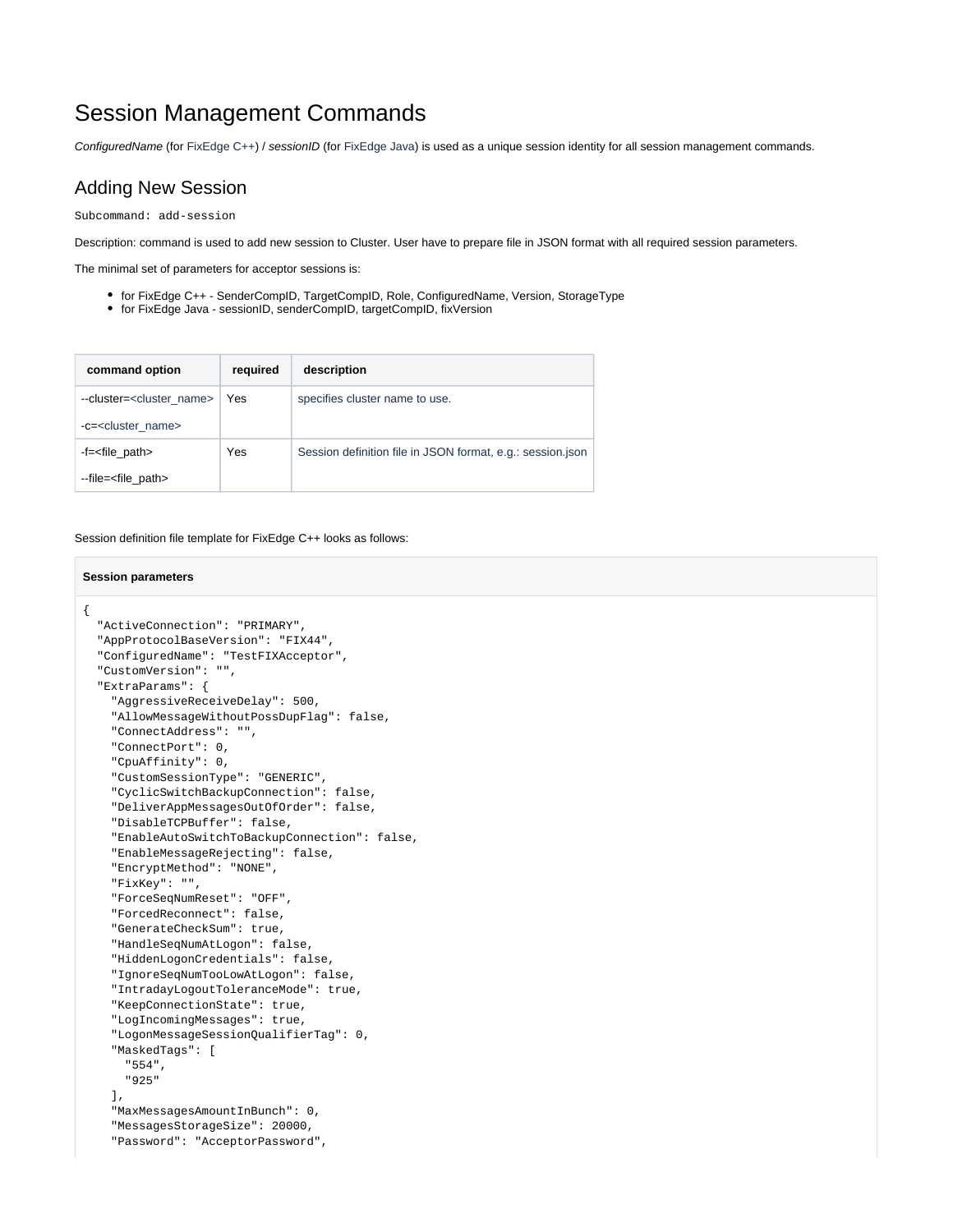# Session Management Commands

*ConfiguredName* (for FixEdge C++) / *sessionID* (for FixEdge Java) is used as a unique session identity for all session management commands.

## Adding New Session

`Subcommand: add-session`

Description: command is used to add new session to Cluster. User have to prepare file in JSON format with all required session parameters.

The minimal set of parameters for acceptor sessions is:

- for FixEdge C++ - SenderCompID, TargetCompID, Role, ConfiguredName, Version, StorageType
- for FixEdge Java - sessionID, senderCompID, targetCompID, fixVersion

| command option | required | description |
|---|---|---|
| --cluster=<cluster_name><br><br>-c=<cluster_name> | Yes | specifies cluster name to use. |
| -f=<file_path><br><br>--file=<file_path> | Yes | Session definition file in JSON format, e.g.: session.json |

Session definition file template for FixEdge C++ looks as follows:

**Session parameters**

```
{
  "ActiveConnection": "PRIMARY",
  "AppProtocolBaseVersion": "FIX44",
  "ConfiguredName": "TestFIXAcceptor",
  "CustomVersion": "",
  "ExtraParams": {
    "AggressiveReceiveDelay": 500,
    "AllowMessageWithoutPossDupFlag": false,
    "ConnectAddress": "",
    "ConnectPort": 0,
    "CpuAffinity": 0,
    "CustomSessionType": "GENERIC",
    "CyclicSwitchBackupConnection": false,
    "DeliverAppMessagesOutOfOrder": false,
    "DisableTCPBuffer": false,
    "EnableAutoSwitchToBackupConnection": false,
    "EnableMessageRejecting": false,
    "EncryptMethod": "NONE",
    "FixKey": "",
    "ForceSeqNumReset": "OFF",
    "ForcedReconnect": false,
    "GenerateCheckSum": true,
    "HandleSeqNumAtLogon": false,
    "HiddenLogonCredentials": false,
    "IgnoreSeqNumTooLowAtLogon": false,
    "IntradayLogoutToleranceMode": true,
    "KeepConnectionState": true,
    "LogIncomingMessages": true,
    "LogonMessageSessionQualifierTag": 0,
    "MaskedTags": [
      "554",
      "925"
    ],
    "MaxMessagesAmountInBunch": 0,
    "MessagesStorageSize": 20000,
    "Password": "AcceptorPassword",
```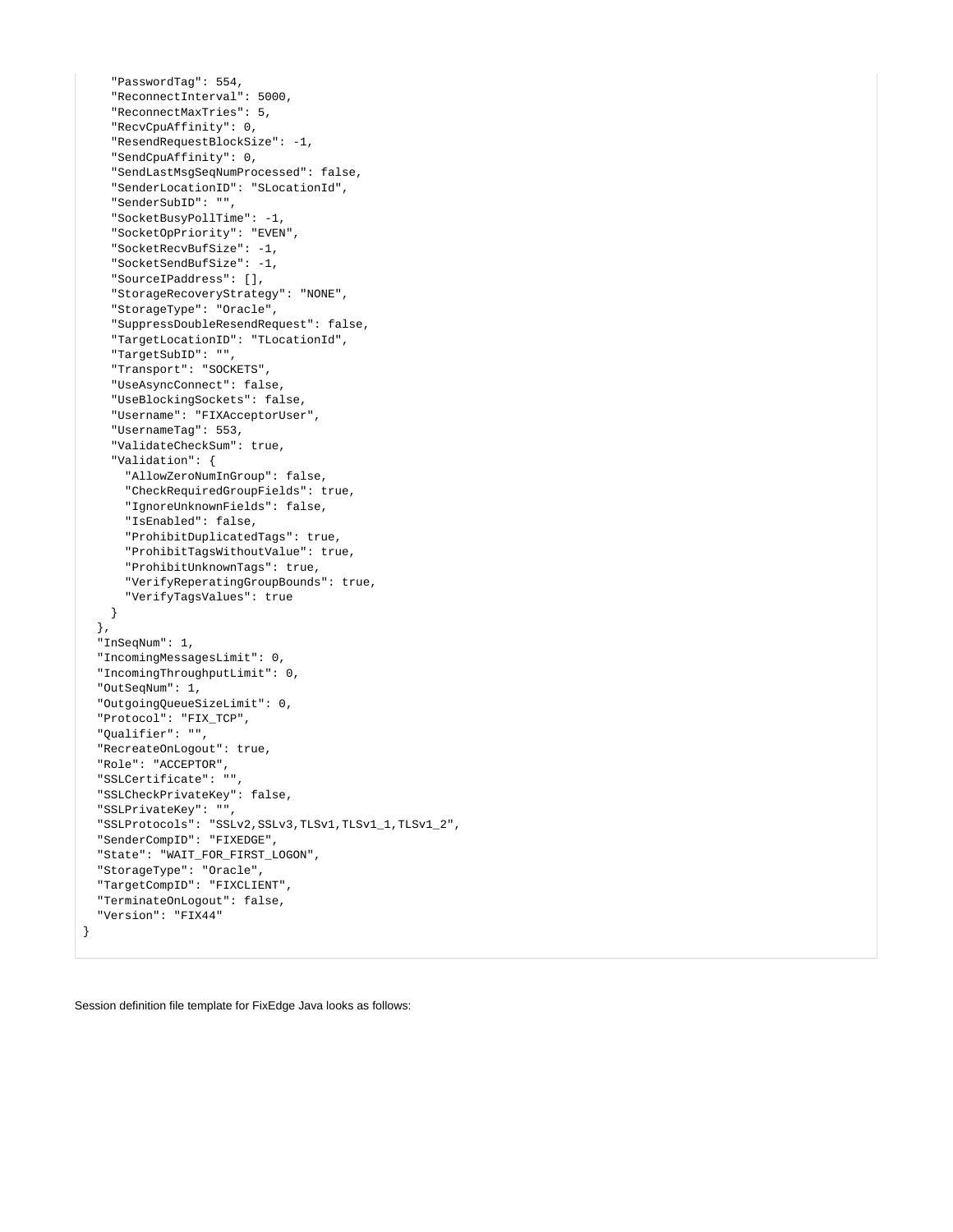```
    "PasswordTag": 554,
    "ReconnectInterval": 5000,
    "ReconnectMaxTries": 5,
    "RecvCpuAffinity": 0,
    "ResendRequestBlockSize": -1,
    "SendCpuAffinity": 0,
    "SendLastMsgSeqNumProcessed": false,
    "SenderLocationID": "SLocationId",
    "SenderSubID": "",
    "SocketBusyPollTime": -1,
    "SocketOpPriority": "EVEN",
    "SocketRecvBufSize": -1,
    "SocketSendBufSize": -1,
    "SourceIPaddress": [],
    "StorageRecoveryStrategy": "NONE",
    "StorageType": "Oracle",
    "SuppressDoubleResendRequest": false,
    "TargetLocationID": "TLocationId",
    "TargetSubID": "",
    "Transport": "SOCKETS",
    "UseAsyncConnect": false,
    "UseBlockingSockets": false,
    "Username": "FIXAcceptorUser",
    "UsernameTag": 553,
    "ValidateCheckSum": true,
    "Validation": {
      "AllowZeroNumInGroup": false,
      "CheckRequiredGroupFields": true,
      "IgnoreUnknownFields": false,
      "IsEnabled": false,
      "ProhibitDuplicatedTags": true,
      "ProhibitTagsWithoutValue": true,
      "ProhibitUnknownTags": true,
      "VerifyReperatingGroupBounds": true,
      "VerifyTagsValues": true
    }
  },
  "InSeqNum": 1,
  "IncomingMessagesLimit": 0,
  "IncomingThroughputLimit": 0,
  "OutSeqNum": 1,
  "OutgoingQueueSizeLimit": 0,
  "Protocol": "FIX_TCP",
  "Qualifier": "",
  "RecreateOnLogout": true,
  "Role": "ACCEPTOR",
  "SSLCertificate": "",
  "SSLCheckPrivateKey": false,
  "SSLPrivateKey": "",
  "SSLProtocols": "SSLv2,SSLv3,TLSv1,TLSv1_1,TLSv1_2",
  "SenderCompID": "FIXEDGE",
  "State": "WAIT_FOR_FIRST_LOGON",
  "StorageType": "Oracle",
  "TargetCompID": "FIXCLIENT",
  "TerminateOnLogout": false,
  "Version": "FIX44"
}
```

Session definition file template for FixEdge Java looks as follows: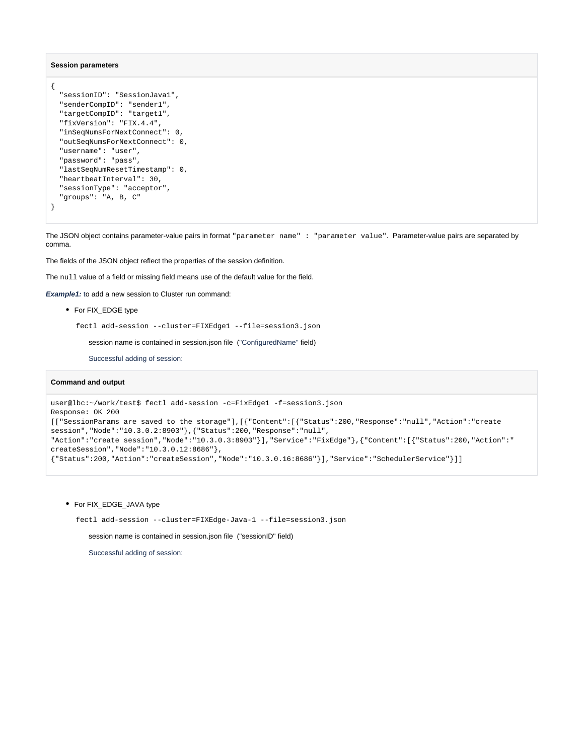**Session parameters**

```
{
  "sessionID": "SessionJava1",
  "senderCompID": "sender1",
  "targetCompID": "target1",
  "fixVersion": "FIX.4.4",
  "inSeqNumsForNextConnect": 0,
  "outSeqNumsForNextConnect": 0,
  "username": "user",
  "password": "pass",
  "lastSeqNumResetTimestamp": 0,
  "heartbeatInterval": 30,
  "sessionType": "acceptor",
  "groups": "A, B, C"
}
```

The JSON object contains parameter-value pairs in format `"parameter name" : "parameter value"`. Parameter-value pairs are separated by comma.

The fields of the JSON object reflect the properties of the session definition.

The `null` value of a field or missing field means use of the default value for the field.

***Example1:*** to add a new session to Cluster run command:

- For FIX_EDGE type

  `fectl add-session --cluster=FIXEdge1 --file=session3.json`

  session name is contained in session.json file ("ConfiguredName" field)

  Successful adding of session:

**Command and output**

```
user@lbc:~/work/test$ fectl add-session -c=FixEdge1 -f=session3.json
Response: OK 200
[["SessionParams are saved to the storage"],[{"Content":[{"Status":200,"Response":"null","Action":"create session","Node":"10.3.0.2:8903"},{"Status":200,"Response":"null",
"Action":"create session","Node":"10.3.0.3:8903"}],"Service":"FixEdge"},{"Content":[{"Status":200,"Action":"
createSession","Node":"10.3.0.12:8686"},
{"Status":200,"Action":"createSession","Node":"10.3.0.16:8686"}],"Service":"SchedulerService"}]]
```

- For FIX_EDGE_JAVA type

  `fectl add-session --cluster=FIXEdge-Java-1 --file=session3.json`

  session name is contained in session.json file ("sessionID" field)

  Successful adding of session: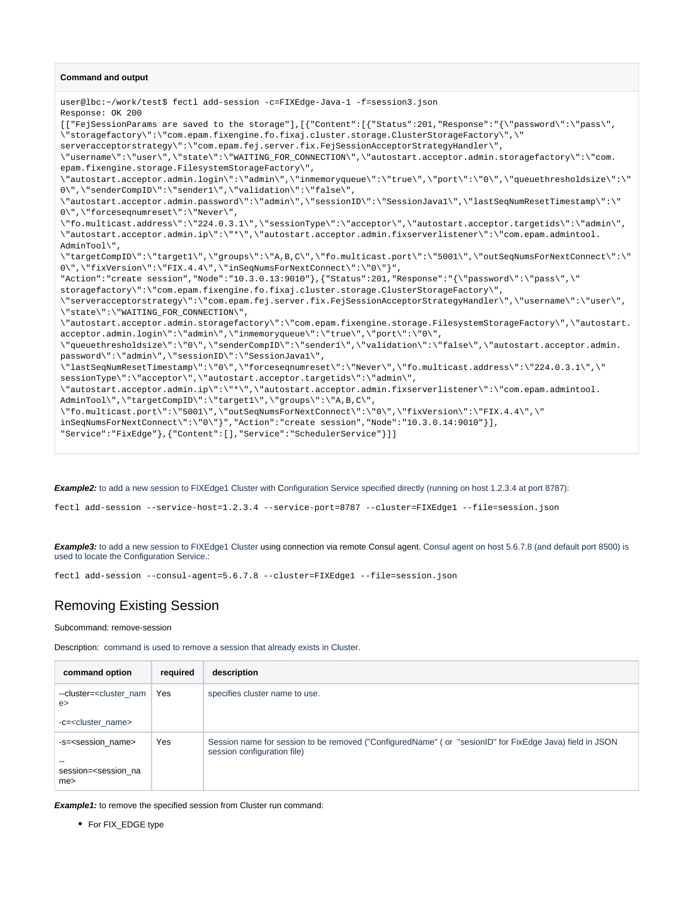**Command and output**

```
user@lbc:~/work/test$ fectl add-session -c=FIXEdge-Java-1 -f=session3.json
Response: OK 200
[["FejSessionParams are saved to the storage"],[{"Content":[{"Status":201,"Response":"{\"password\":\"pass\",
\"storagefactory\":\"com.epam.fixengine.fo.fixaj.cluster.storage.ClusterStorageFactory\",\"
serveracceptorstrategy\":\"com.epam.fej.server.fix.FejSessionAcceptorStrategyHandler\",
\"username\":\"user\",\"state\":\"WAITING_FOR_CONNECTION\",\"autostart.acceptor.admin.storagefactory\":\"com.
epam.fixengine.storage.FilesystemStorageFactory\",
\"autostart.acceptor.admin.login\":\"admin\",\"inmemoryqueue\":\"true\",\"port\":\"0\",\"queuethresholdsize\":\"
0\",\"senderCompID\":\"sender1\",\"validation\":\"false\",
\"autostart.acceptor.admin.password\":\"admin\",\"sessionID\":\"SessionJava1\",\"lastSeqNumResetTimestamp\":\"
0\",\"forceseqnumreset\":\"Never\",
\"fo.multicast.address\":\"224.0.3.1\",\"sessionType\":\"acceptor\",\"autostart.acceptor.targetids\":\"admin\",
\"autostart.acceptor.admin.ip\":\"*\",\"autostart.acceptor.admin.fixserverlistener\":\"com.epam.admintool.
AdminTool\",
\"targetCompID\":\"target1\",\"groups\":\"A,B,C\",\"fo.multicast.port\":\"5001\",\"outSeqNumsForNextConnect\":\"
0\",\"fixVersion\":\"FIX.4.4\",\"inSeqNumsForNextConnect\":\"0\"}",
"Action":"create session","Node":"10.3.0.13:9010"},{"Status":201,"Response":"{\"password\":\"pass\",\"
storagefactory\":\"com.epam.fixengine.fo.fixaj.cluster.storage.ClusterStorageFactory\",
\"serveracceptorstrategy\":\"com.epam.fej.server.fix.FejSessionAcceptorStrategyHandler\",\"username\":\"user\",
\"state\":\"WAITING_FOR_CONNECTION\",
\"autostart.acceptor.admin.storagefactory\":\"com.epam.fixengine.storage.FilesystemStorageFactory\",\"autostart.
acceptor.admin.login\":\"admin\",\"inmemoryqueue\":\"true\",\"port\":\"0\",
\"queuethresholdsize\":\"0\",\"senderCompID\":\"sender1\",\"validation\":\"false\",\"autostart.acceptor.admin.
password\":\"admin\",\"sessionID\":\"SessionJava1\",
\"lastSeqNumResetTimestamp\":\"0\",\"forceseqnumreset\":\"Never\",\"fo.multicast.address\":\"224.0.3.1\",\"
sessionType\":\"acceptor\",\"autostart.acceptor.targetids\":\"admin\",
\"autostart.acceptor.admin.ip\":\"*\",\"autostart.acceptor.admin.fixserverlistener\":\"com.epam.admintool.
AdminTool\",\"targetCompID\":\"target1\",\"groups\":\"A,B,C\",
\"fo.multicast.port\":\"5001\",\"outSeqNumsForNextConnect\":\"0\",\"fixVersion\":\"FIX.4.4\",\"
inSeqNumsForNextConnect\":\"0\"}","Action":"create session","Node":"10.3.0.14:9010"}],
"Service":"FixEdge"},{"Content":[],"Service":"SchedulerService"}]]
```

***Example2:*** to add a new session to FIXEdge1 Cluster with Configuration Service specified directly (running on host 1.2.3.4 at port 8787):

```
fectl add-session --service-host=1.2.3.4 --service-port=8787 --cluster=FIXEdge1 --file=session.json
```

***Example3:*** to add a new session to FIXEdge1 Cluster using connection via remote Consul agent. Consul agent on host 5.6.7.8 (and default port 8500) is used to locate the Configuration Service.:

```
fectl add-session --consul-agent=5.6.7.8 --cluster=FIXEdge1 --file=session.json
```

## Removing Existing Session

Subcommand: remove-session

Description: command is used to remove a session that already exists in Cluster.

| command option | required | description |
|---|---|---|
| --cluster=<cluster_name><br>-c=<cluster_name> | Yes | specifies cluster name to use. |
| -s=<session_name><br>--session=<session_name> | Yes | Session name for session to be removed ("ConfiguredName" ( or "sesionID" for FixEdge Java) field in JSON session configuration file) |

***Example1:*** to remove the specified session from Cluster run command:

- For FIX_EDGE type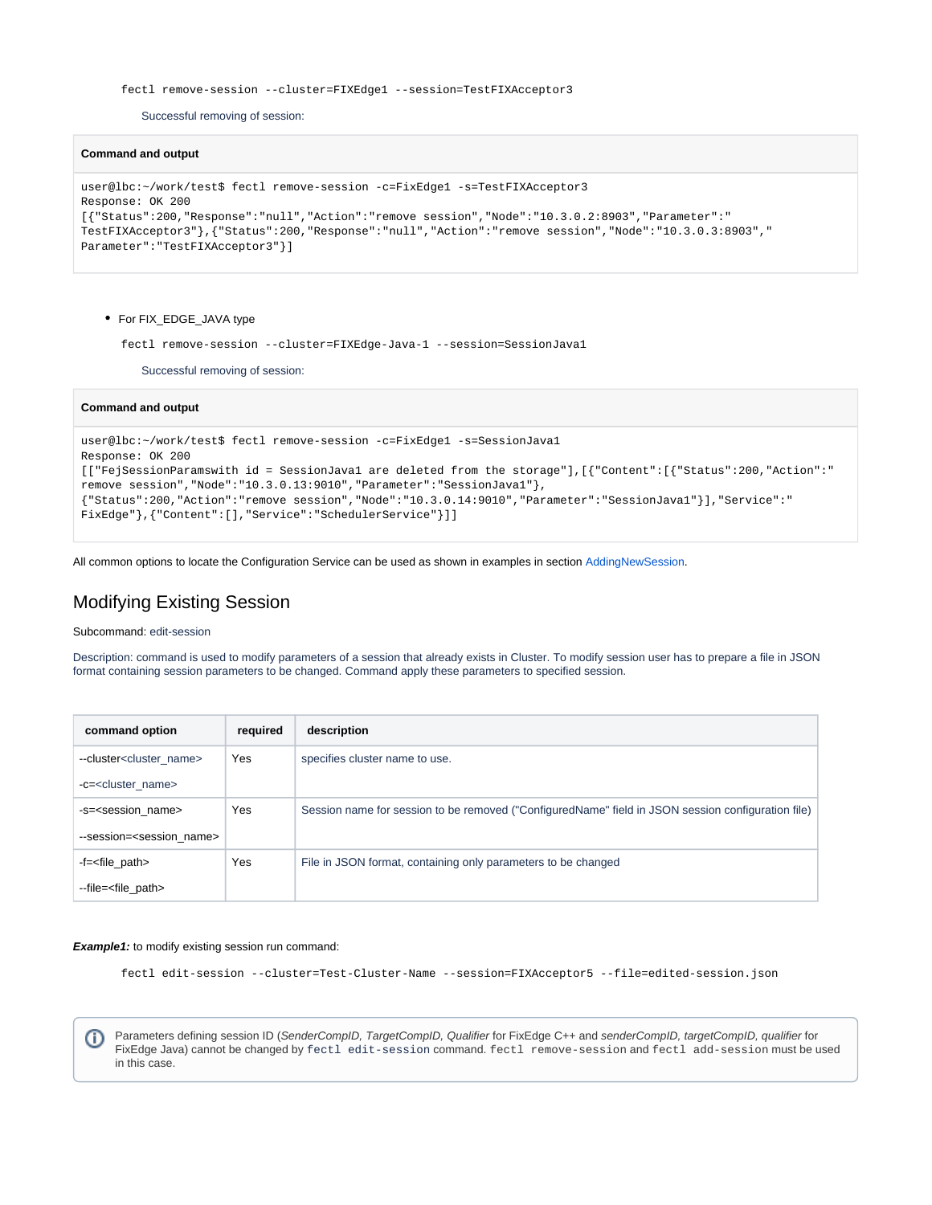```
fectl remove-session --cluster=FIXEdge1 --session=TestFIXAcceptor3
```

Successful removing of session:

**Command and output**

```
user@lbc:~/work/test$ fectl remove-session -c=FixEdge1 -s=TestFIXAcceptor3
Response: OK 200
[{"Status":200,"Response":"null","Action":"remove session","Node":"10.3.0.2:8903","Parameter":"
TestFIXAcceptor3"},{"Status":200,"Response":"null","Action":"remove session","Node":"10.3.0.3:8903","
Parameter":"TestFIXAcceptor3"}]
```

- For FIX_EDGE_JAVA type

```
fectl remove-session --cluster=FIXEdge-Java-1 --session=SessionJava1
```

Successful removing of session:

**Command and output**

```
user@lbc:~/work/test$ fectl remove-session -c=FixEdge1 -s=SessionJava1
Response: OK 200
[["FejSessionParamswith id = SessionJava1 are deleted from the storage"],[{"Content":[{"Status":200,"Action":"
remove session","Node":"10.3.0.13:9010","Parameter":"SessionJava1"},
{"Status":200,"Action":"remove session","Node":"10.3.0.14:9010","Parameter":"SessionJava1"}],"Service":"
FixEdge"},{"Content":[],"Service":"SchedulerService"}]]
```

All common options to locate the Configuration Service can be used as shown in examples in section AddingNewSession.

## Modifying Existing Session

Subcommand: edit-session

Description: command is used to modify parameters of a session that already exists in Cluster. To modify session user has to prepare a file in JSON format containing session parameters to be changed. Command apply these parameters to specified session.

| command option | required | description |
|---|---|---|
| --cluster<cluster_name><br>-c=<cluster_name> | Yes | specifies cluster name to use. |
| -s=<session_name><br>--session=<session_name> | Yes | Session name for session to be removed ("ConfiguredName" field in JSON session configuration file) |
| -f=<file_path><br>--file=<file_path> | Yes | File in JSON format, containing only parameters to be changed |

***Example1:*** to modify existing session run command:

```
fectl edit-session --cluster=Test-Cluster-Name --session=FIXAcceptor5 --file=edited-session.json
```

Parameters defining session ID (*SenderCompID, TargetCompID, Qualifier* for FixEdge C++ and *senderCompID, targetCompID, qualifier* for FixEdge Java) cannot be changed by `fectl edit-session` command. `fectl remove-session` and `fectl add-session` must be used in this case.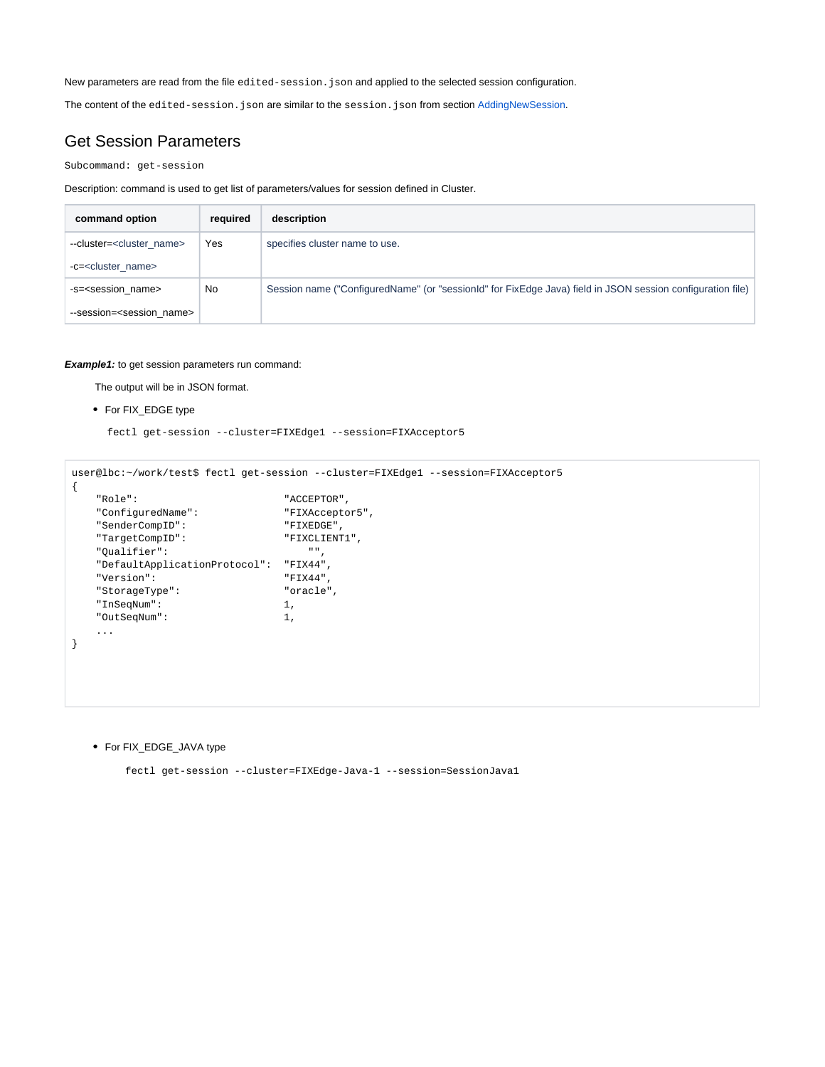New parameters are read from the file `edited-session.json` and applied to the selected session configuration.

The content of the `edited-session.json` are similar to the `session.json` from section AddingNewSession.

## Get Session Parameters

Subcommand: `get-session`

Description: command is used to get list of parameters/values for session defined in Cluster.

| command option | required | description |
|---|---|---|
| --cluster=<cluster_name><br>-c=<cluster_name> | Yes | specifies cluster name to use. |
| -s=<session_name><br>--session=<session_name> | No | Session name ("ConfiguredName" (or "sessionId" for FixEdge Java) field in JSON session configuration file) |

***Example1:*** to get session parameters run command:

The output will be in JSON format.

- For FIX_EDGE type

```
fectl get-session --cluster=FIXEdge1 --session=FIXAcceptor5
```

```
user@lbc:~/work/test$ fectl get-session --cluster=FIXEdge1 --session=FIXAcceptor5
{
    "Role":                         "ACCEPTOR",
    "ConfiguredName":               "FIXAcceptor5",
    "SenderCompID":                 "FIXEDGE",
    "TargetCompID":                 "FIXCLIENT1",
    "Qualifier":                        "",
    "DefaultApplicationProtocol":  "FIX44",
    "Version":                      "FIX44",
    "StorageType":                  "oracle",
    "InSeqNum":                     1,
    "OutSeqNum":                    1,
    ...
}
```

- For FIX_EDGE_JAVA type

```
fectl get-session --cluster=FIXEdge-Java-1 --session=SessionJava1
```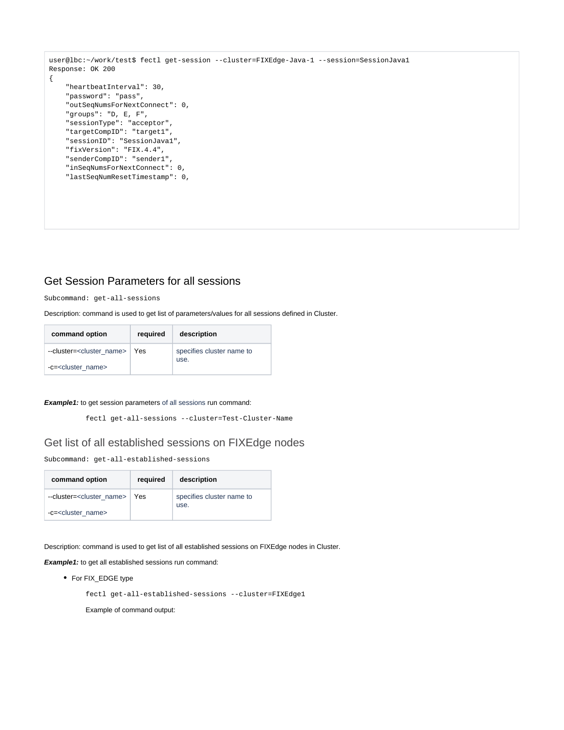```
user@lbc:~/work/test$ fectl get-session --cluster=FIXEdge-Java-1 --session=SessionJava1
Response: OK 200
{
    "heartbeatInterval": 30,
    "password": "pass",
    "outSeqNumsForNextConnect": 0,
    "groups": "D, E, F",
    "sessionType": "acceptor",
    "targetCompID": "target1",
    "sessionID": "SessionJava1",
    "fixVersion": "FIX.4.4",
    "senderCompID": "sender1",
    "inSeqNumsForNextConnect": 0,
    "lastSeqNumResetTimestamp": 0,
```

## Get Session Parameters for all sessions

Subcommand: `get-all-sessions`

Description: command is used to get list of parameters/values for all sessions defined in Cluster.

| command option | required | description |
|---|---|---|
| --cluster=<cluster_name><br>-c=<cluster_name> | Yes | specifies cluster name to use. |

***Example1:*** to get session parameters of all sessions run command:

```
fectl get-all-sessions --cluster=Test-Cluster-Name
```

## Get list of all established sessions on FIXEdge nodes

Subcommand: `get-all-established-sessions`

| command option | required | description |
|---|---|---|
| --cluster=<cluster_name><br>-c=<cluster_name> | Yes | specifies cluster name to use. |

Description: command is used to get list of all established sessions on FIXEdge nodes in Cluster.

***Example1:*** to get all established sessions run command:

- For FIX_EDGE type

  ```
  fectl get-all-established-sessions --cluster=FIXEdge1
  ```

  Example of command output: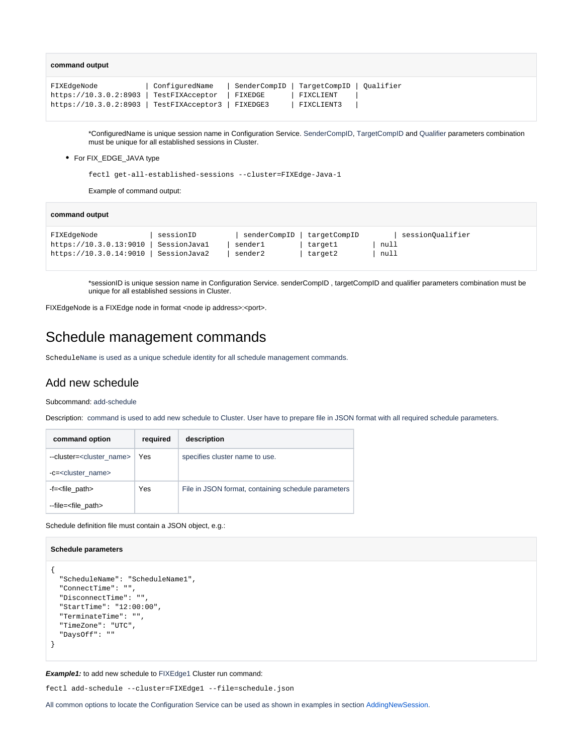**command output**

```
FIXEdgeNode           | ConfiguredName    | SenderCompID | TargetCompID | Qualifier
https://10.3.0.2:8903 | TestFIXAcceptor   | FIXEDGE      | FIXCLIENT    |
https://10.3.0.2:8903 | TestFIXAcceptor3  | FIXEDGE3     | FIXCLIENT3   |
```

*ConfiguredName is unique session name in Configuration Service. SenderCompID, TargetCompID and Qualifier parameters combination must be unique for all established sessions in Cluster.

- For FIX_EDGE_JAVA type

```
fectl get-all-established-sessions --cluster=FIXEdge-Java-1
```

Example of command output:

**command output**

```
FIXEdgeNode            | sessionID          | senderCompID | targetCompID       | sessionQualifier
https://10.3.0.13:9010 | SessionJava1     | sender1       | target1         | null
https://10.3.0.14:9010 | SessionJava2     | sender2       | target2         | null
```

*sessionID is unique session name in Configuration Service. senderCompID , targetCompID and qualifier parameters combination must be unique for all established sessions in Cluster.

FIXEdgeNode is a FIXEdge node in format <node ip address>:<port>.

# Schedule management commands

`ScheduleName` is used as a unique schedule identity for all schedule management commands.

## Add new schedule

Subcommand: add-schedule

Description: command is used to add new schedule to Cluster. User have to prepare file in JSON format with all required schedule parameters.

| command option | required | description |
|---|---|---|
| --cluster=<cluster_name><br>-c=<cluster_name> | Yes | specifies cluster name to use. |
| -f=<file_path><br>--file=<file_path> | Yes | File in JSON format, containing schedule parameters |

Schedule definition file must contain a JSON object, e.g.:

**Schedule parameters**

```
{
  "ScheduleName": "ScheduleName1",
  "ConnectTime": "",
  "DisconnectTime": "",
  "StartTime": "12:00:00",
  "TerminateTime": "",
  "TimeZone": "UTC",
  "DaysOff": ""
}
```

***Example1:*** to add new schedule to FIXEdge1 Cluster run command:

```
fectl add-schedule --cluster=FIXEdge1 --file=schedule.json
```

All common options to locate the Configuration Service can be used as shown in examples in section AddingNewSession.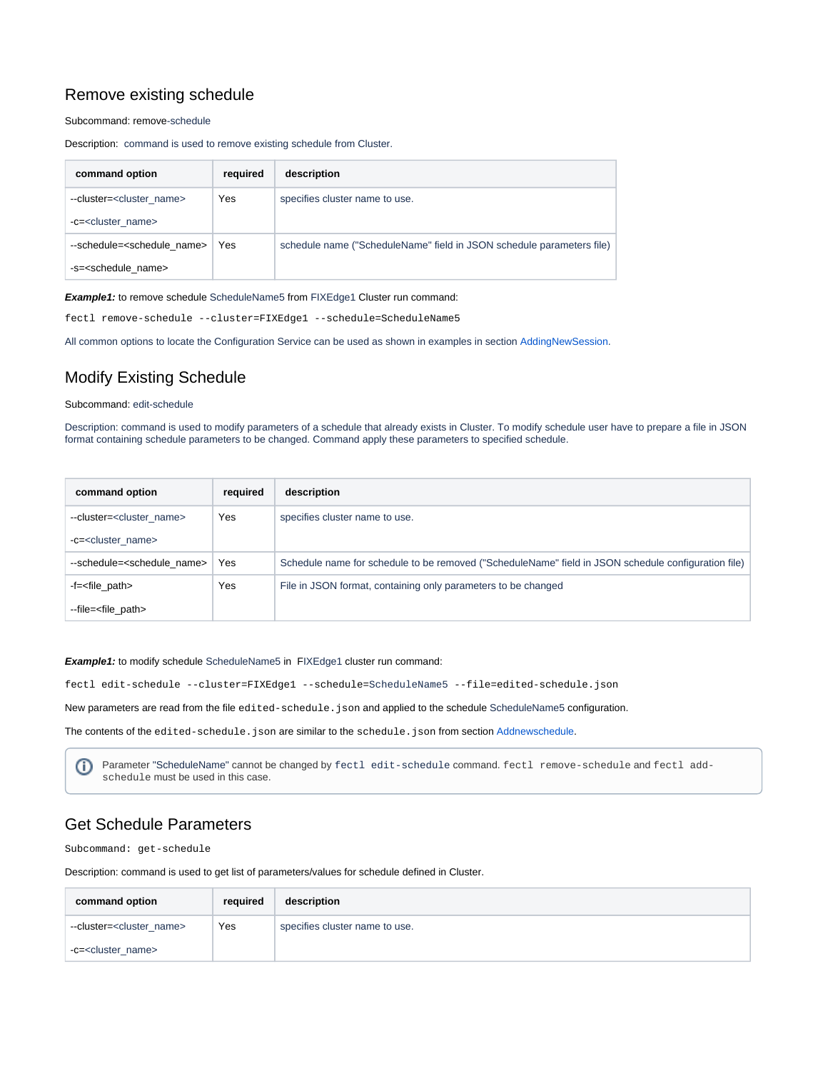## Remove existing schedule

Subcommand: remove-schedule

Description: command is used to remove existing schedule from Cluster.

| command option | required | description |
|---|---|---|
| --cluster=<cluster_name><br>-c=<cluster_name> | Yes | specifies cluster name to use. |
| --schedule=<schedule_name><br>-s=<schedule_name> | Yes | schedule name ("ScheduleName" field in JSON schedule parameters file) |

***Example1:*** to remove schedule ScheduleName5 from FIXEdge1 Cluster run command:

```
fectl remove-schedule --cluster=FIXEdge1 --schedule=ScheduleName5
```

All common options to locate the Configuration Service can be used as shown in examples in section AddingNewSession.

## Modify Existing Schedule

Subcommand: edit-schedule

Description: command is used to modify parameters of a schedule that already exists in Cluster. To modify schedule user have to prepare a file in JSON format containing schedule parameters to be changed. Command apply these parameters to specified schedule.

| command option | required | description |
|---|---|---|
| --cluster=<cluster_name><br>-c=<cluster_name> | Yes | specifies cluster name to use. |
| --schedule=<schedule_name> | Yes | Schedule name for schedule to be removed ("ScheduleName" field in JSON schedule configuration file) |
| -f=<file_path><br>--file=<file_path> | Yes | File in JSON format, containing only parameters to be changed |

***Example1:*** to modify schedule ScheduleName5 in FIXEdge1 cluster run command:

```
fectl edit-schedule --cluster=FIXEdge1 --schedule=ScheduleName5 --file=edited-schedule.json
```

New parameters are read from the file `edited-schedule.json` and applied to the schedule ScheduleName5 configuration.

The contents of the `edited-schedule.json` are similar to the `schedule.json` from section Addnewschedule.

> Parameter "ScheduleName" cannot be changed by `fectl edit-schedule` command. `fectl remove-schedule` and `fectl add-schedule` must be used in this case.

## Get Schedule Parameters

Subcommand: `get-schedule`

Description: command is used to get list of parameters/values for schedule defined in Cluster.

| command option | required | description |
|---|---|---|
| --cluster=<cluster_name><br>-c=<cluster_name> | Yes | specifies cluster name to use. |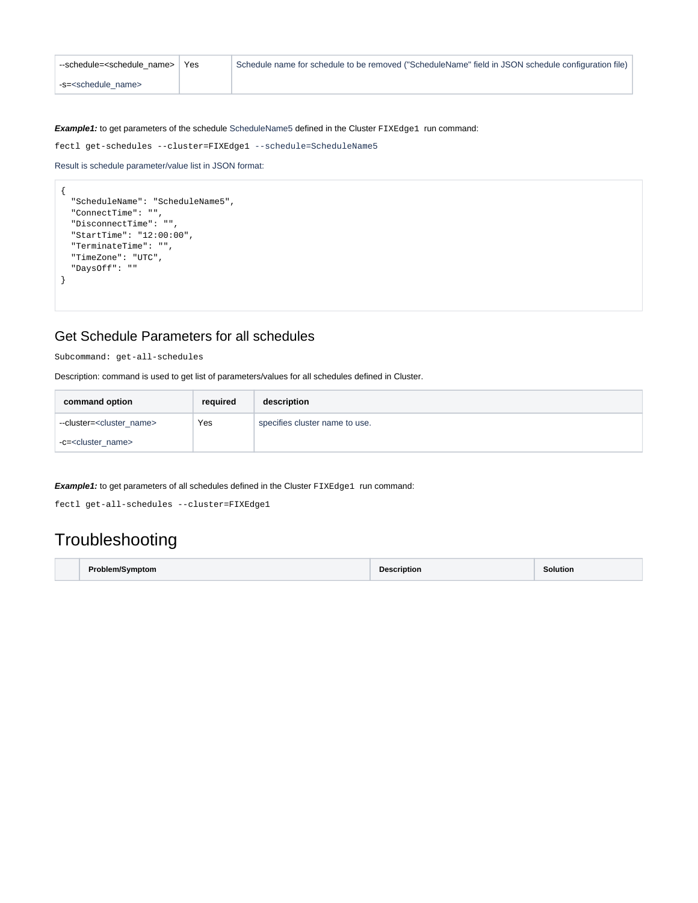| --schedule=<schedule_name><br>-s=<schedule_name> | Yes | Schedule name for schedule to be removed ("ScheduleName" field in JSON schedule configuration file) |
|---|---|---|

***Example1:*** to get parameters of the schedule ScheduleName5 defined in the Cluster `FIXEdge1` run command:

`fectl get-schedules --cluster=FIXEdge1 --schedule=ScheduleName5`

Result is schedule parameter/value list in JSON format:

```
{
  "ScheduleName": "ScheduleName5",
  "ConnectTime": "",
  "DisconnectTime": "",
  "StartTime": "12:00:00",
  "TerminateTime": "",
  "TimeZone": "UTC",
  "DaysOff": ""
}
```

## Get Schedule Parameters for all schedules

Subcommand: `get-all-schedules`

Description: command is used to get list of parameters/values for all schedules defined in Cluster.

| command option | required | description |
|---|---|---|
| --cluster=<cluster_name><br>-c=<cluster_name> | Yes | specifies cluster name to use. |

***Example1:*** to get parameters of all schedules defined in the Cluster `FIXEdge1` run command:

`fectl get-all-schedules --cluster=FIXEdge1`

# Troubleshooting

| | Problem/Symptom | Description | Solution |
|---|---|---|---|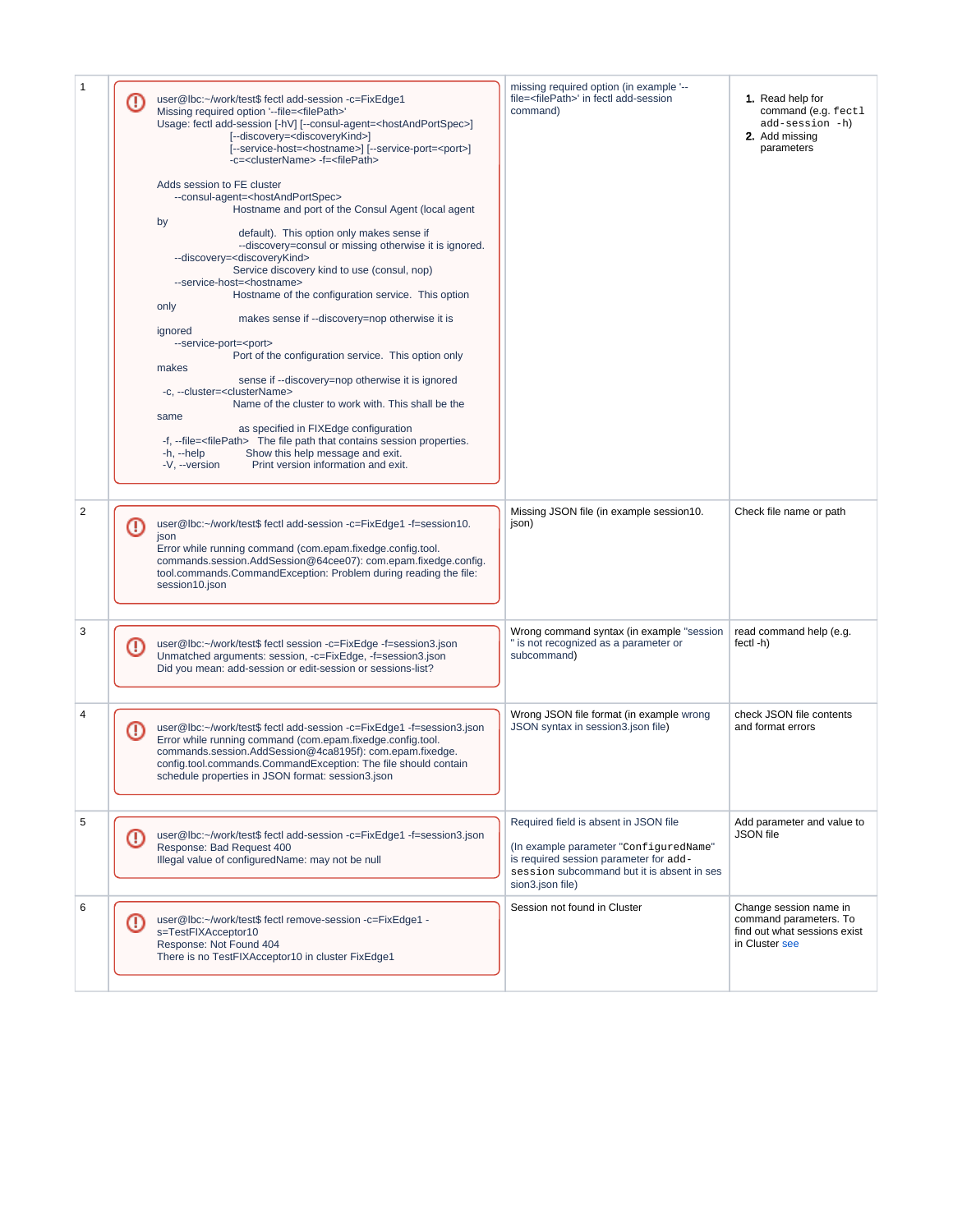| | | | |
|---|---|---|---|
| 1 | user@lbc:~/work/test$ fectl add-session -c=FixEdge1<br>Missing required option '--file=<filePath>'<br>Usage: fectl add-session [-hV] [--consul-agent=<hostAndPortSpec>]<br>[--discovery=<discoveryKind>]<br>[--service-host=<hostname>] [--service-port=<port>]<br>-c=<clusterName> -f=<filePath><br><br>Adds session to FE cluster<br>--consul-agent=<hostAndPortSpec><br>Hostname and port of the Consul Agent (local agent by<br>default). This option only makes sense if<br>--discovery=consul or missing otherwise it is ignored.<br>--discovery=<discoveryKind><br>Service discovery kind to use (consul, nop)<br>--service-host=<hostname><br>Hostname of the configuration service. This option only<br>makes sense if --discovery=nop otherwise it is ignored<br>--service-port=<port><br>Port of the configuration service. This option only makes<br>sense if --discovery=nop otherwise it is ignored<br>-c, --cluster=<clusterName><br>Name of the cluster to work with. This shall be the same<br>as specified in FIXEdge configuration<br>-f, --file=<filePath> The file path that contains session properties.<br>-h, --help Show this help message and exit.<br>-V, --version Print version information and exit. | missing required option (in example '--file=<filePath>' in fectl add-session command) | 1. Read help for command (e.g. `fectl add-session -h`)<br>2. Add missing parameters |
| 2 | user@lbc:~/work/test$ fectl add-session -c=FixEdge1 -f=session10.json<br>Error while running command (com.epam.fixedge.config.tool.commands.session.AddSession@64cee07): com.epam.fixedge.config.tool.commands.CommandException: Problem during reading the file: session10.json | Missing JSON file (in example session10.json) | Check file name or path |
| 3 | user@lbc:~/work/test$ fectl session -c=FixEdge -f=session3.json<br>Unmatched arguments: session, -c=FixEdge, -f=session3.json<br>Did you mean: add-session or edit-session or sessions-list? | Wrong command syntax (in example "session" is not recognized as a parameter or subcommand) | read command help (e.g. fectl -h) |
| 4 | user@lbc:~/work/test$ fectl add-session -c=FixEdge1 -f=session3.json<br>Error while running command (com.epam.fixedge.config.tool.commands.session.AddSession@4ca8195f): com.epam.fixedge.config.tool.commands.CommandException: The file should contain schedule properties in JSON format: session3.json | Wrong JSON file format (in example wrong JSON syntax in session3.json file) | check JSON file contents and format errors |
| 5 | user@lbc:~/work/test$ fectl add-session -c=FixEdge1 -f=session3.json<br>Response: Bad Request 400<br>Illegal value of configuredName: may not be null | Required field is absent in JSON file<br><br>(In example parameter "`ConfiguredName`" is required session parameter for `add-session` subcommand but it is absent in session3.json file) | Add parameter and value to JSON file |
| 6 | user@lbc:~/work/test$ fectl remove-session -c=FixEdge1 -s=TestFIXAcceptor10<br>Response: Not Found 404<br>There is no TestFIXAcceptor10 in cluster FixEdge1 | Session not found in Cluster | Change session name in command parameters. To find out what sessions exist in Cluster see |